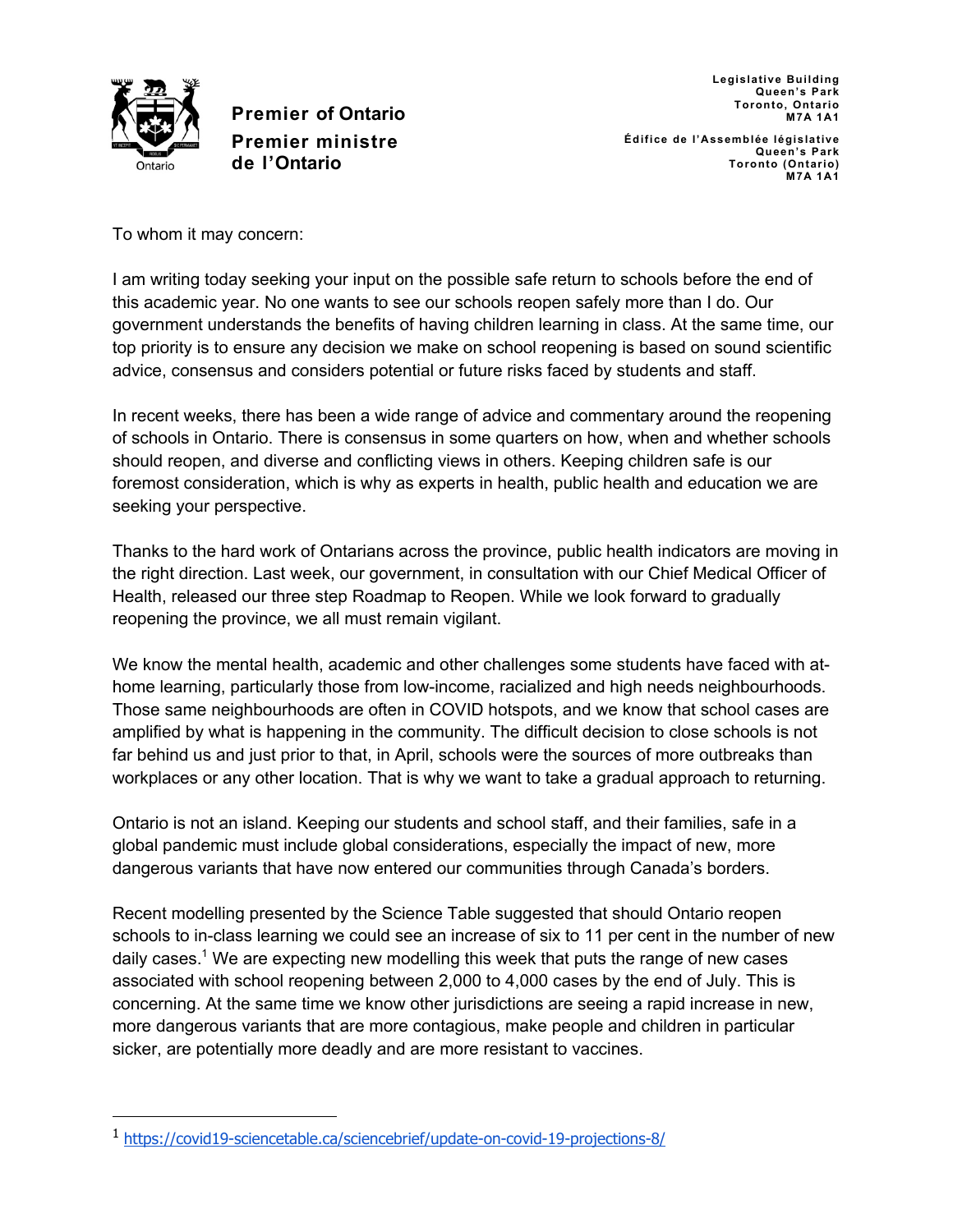**Premier of Ontario**

**Premier ministre de l'Ontario**

**Legislative Building**
**Queen's Park**
**Toronto, Ontario**
**M7A 1A1**

**Édifice de l'Assemblée législative**
**Queen's Park**
**Toronto (Ontario)**
**M7A 1A1**

To whom it may concern:

I am writing today seeking your input on the possible safe return to schools before the end of this academic year. No one wants to see our schools reopen safely more than I do. Our government understands the benefits of having children learning in class. At the same time, our top priority is to ensure any decision we make on school reopening is based on sound scientific advice, consensus and considers potential or future risks faced by students and staff.

In recent weeks, there has been a wide range of advice and commentary around the reopening of schools in Ontario. There is consensus in some quarters on how, when and whether schools should reopen, and diverse and conflicting views in others. Keeping children safe is our foremost consideration, which is why as experts in health, public health and education we are seeking your perspective.

Thanks to the hard work of Ontarians across the province, public health indicators are moving in the right direction. Last week, our government, in consultation with our Chief Medical Officer of Health, released our three step Roadmap to Reopen. While we look forward to gradually reopening the province, we all must remain vigilant.

We know the mental health, academic and other challenges some students have faced with at-home learning, particularly those from low-income, racialized and high needs neighbourhoods. Those same neighbourhoods are often in COVID hotspots, and we know that school cases are amplified by what is happening in the community. The difficult decision to close schools is not far behind us and just prior to that, in April, schools were the sources of more outbreaks than workplaces or any other location. That is why we want to take a gradual approach to returning.

Ontario is not an island. Keeping our students and school staff, and their families, safe in a global pandemic must include global considerations, especially the impact of new, more dangerous variants that have now entered our communities through Canada's borders.

Recent modelling presented by the Science Table suggested that should Ontario reopen schools to in-class learning we could see an increase of six to 11 per cent in the number of new daily cases.[1] We are expecting new modelling this week that puts the range of new cases associated with school reopening between 2,000 to 4,000 cases by the end of July. This is concerning. At the same time we know other jurisdictions are seeing a rapid increase in new, more dangerous variants that are more contagious, make people and children in particular sicker, are potentially more deadly and are more resistant to vaccines.

---

[1] https://covid19-sciencetable.ca/sciencebrief/update-on-covid-19-projections-8/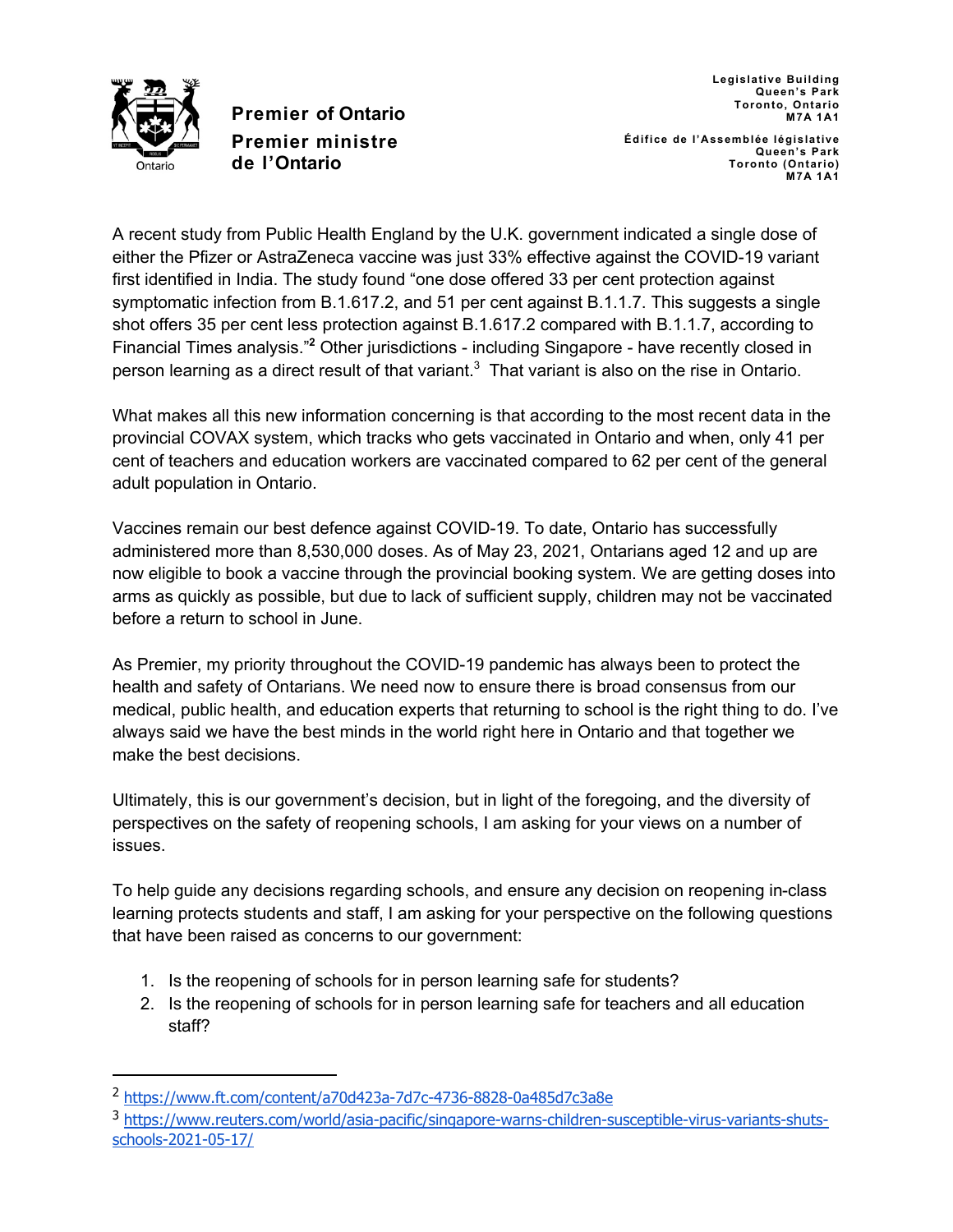**Premier of Ontario**

**Premier ministre de l'Ontario**

Legislative Building
Queen's Park
Toronto, Ontario
M7A 1A1

Édifice de l'Assemblée législative
Queen's Park
Toronto (Ontario)
M7A 1A1

A recent study from Public Health England by the U.K. government indicated a single dose of either the Pfizer or AstraZeneca vaccine was just 33% effective against the COVID-19 variant first identified in India. The study found "one dose offered 33 per cent protection against symptomatic infection from B.1.617.2, and 51 per cent against B.1.1.7. This suggests a single shot offers 35 per cent less protection against B.1.617.2 compared with B.1.1.7, according to Financial Times analysis."[2] Other jurisdictions - including Singapore - have recently closed in person learning as a direct result of that variant.[3] That variant is also on the rise in Ontario.

What makes all this new information concerning is that according to the most recent data in the provincial COVAX system, which tracks who gets vaccinated in Ontario and when, only 41 per cent of teachers and education workers are vaccinated compared to 62 per cent of the general adult population in Ontario.

Vaccines remain our best defence against COVID-19. To date, Ontario has successfully administered more than 8,530,000 doses. As of May 23, 2021, Ontarians aged 12 and up are now eligible to book a vaccine through the provincial booking system. We are getting doses into arms as quickly as possible, but due to lack of sufficient supply, children may not be vaccinated before a return to school in June.

As Premier, my priority throughout the COVID-19 pandemic has always been to protect the health and safety of Ontarians. We need now to ensure there is broad consensus from our medical, public health, and education experts that returning to school is the right thing to do. I've always said we have the best minds in the world right here in Ontario and that together we make the best decisions.

Ultimately, this is our government's decision, but in light of the foregoing, and the diversity of perspectives on the safety of reopening schools, I am asking for your views on a number of issues.

To help guide any decisions regarding schools, and ensure any decision on reopening in-class learning protects students and staff, I am asking for your perspective on the following questions that have been raised as concerns to our government:

1. Is the reopening of schools for in person learning safe for students?
2. Is the reopening of schools for in person learning safe for teachers and all education staff?

---

[2] https://www.ft.com/content/a70d423a-7d7c-4736-8828-0a485d7c3a8e

[3] https://www.reuters.com/world/asia-pacific/singapore-warns-children-susceptible-virus-variants-shuts-schools-2021-05-17/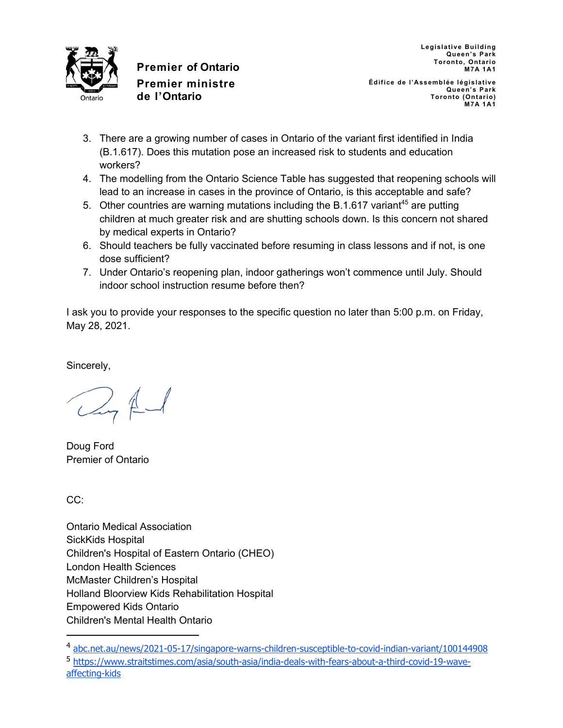Premier of Ontario

Premier ministre de l'Ontario

Legislative Building
Queen's Park
Toronto, Ontario
M7A 1A1

Édifice de l'Assemblée législative
Queen's Park
Toronto (Ontario)
M7A 1A1

3. There are a growing number of cases in Ontario of the variant first identified in India (B.1.617). Does this mutation pose an increased risk to students and education workers?
4. The modelling from the Ontario Science Table has suggested that reopening schools will lead to an increase in cases in the province of Ontario, is this acceptable and safe?
5. Other countries are warning mutations including the B.1.617 variant[4][5] are putting children at much greater risk and are shutting schools down. Is this concern not shared by medical experts in Ontario?
6. Should teachers be fully vaccinated before resuming in class lessons and if not, is one dose sufficient?
7. Under Ontario's reopening plan, indoor gatherings won't commence until July. Should indoor school instruction resume before then?

I ask you to provide your responses to the specific question no later than 5:00 p.m. on Friday, May 28, 2021.

Sincerely,

Doug Ford
Premier of Ontario

CC:

Ontario Medical Association
SickKids Hospital
Children's Hospital of Eastern Ontario (CHEO)
London Health Sciences
McMaster Children's Hospital
Holland Bloorview Kids Rehabilitation Hospital
Empowered Kids Ontario
Children's Mental Health Ontario

---

[4] abc.net.au/news/2021-05-17/singapore-warns-children-susceptible-to-covid-indian-variant/100144908

[5] https://www.straitstimes.com/asia/south-asia/india-deals-with-fears-about-a-third-covid-19-wave-affecting-kids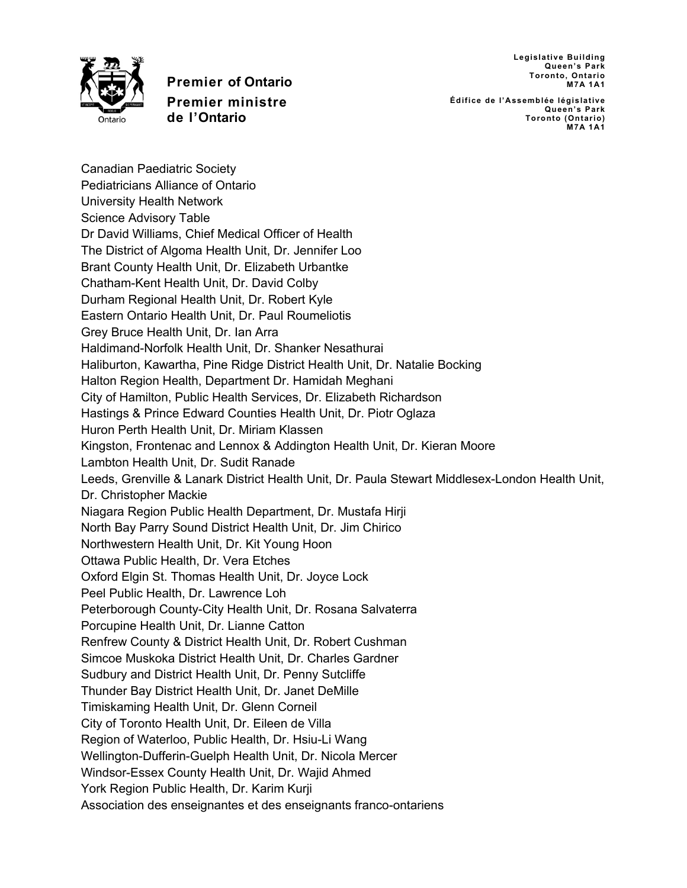**Premier of Ontario**

**Premier ministre de l'Ontario**

Legislative Building
Queen's Park
Toronto, Ontario
M7A 1A1

Édifice de l'Assemblée législative
Queen's Park
Toronto (Ontario)
M7A 1A1

Canadian Paediatric Society
Pediatricians Alliance of Ontario
University Health Network
Science Advisory Table
Dr David Williams, Chief Medical Officer of Health
The District of Algoma Health Unit, Dr. Jennifer Loo
Brant County Health Unit, Dr. Elizabeth Urbantke
Chatham-Kent Health Unit, Dr. David Colby
Durham Regional Health Unit, Dr. Robert Kyle
Eastern Ontario Health Unit, Dr. Paul Roumeliotis
Grey Bruce Health Unit, Dr. Ian Arra
Haldimand-Norfolk Health Unit, Dr. Shanker Nesathurai
Haliburton, Kawartha, Pine Ridge District Health Unit, Dr. Natalie Bocking
Halton Region Health, Department Dr. Hamidah Meghani
City of Hamilton, Public Health Services, Dr. Elizabeth Richardson
Hastings & Prince Edward Counties Health Unit, Dr. Piotr Oglaza
Huron Perth Health Unit, Dr. Miriam Klassen
Kingston, Frontenac and Lennox & Addington Health Unit, Dr. Kieran Moore
Lambton Health Unit, Dr. Sudit Ranade
Leeds, Grenville & Lanark District Health Unit, Dr. Paula Stewart Middlesex-London Health Unit, Dr. Christopher Mackie
Niagara Region Public Health Department, Dr. Mustafa Hirji
North Bay Parry Sound District Health Unit, Dr. Jim Chirico
Northwestern Health Unit, Dr. Kit Young Hoon
Ottawa Public Health, Dr. Vera Etches
Oxford Elgin St. Thomas Health Unit, Dr. Joyce Lock
Peel Public Health, Dr. Lawrence Loh
Peterborough County-City Health Unit, Dr. Rosana Salvaterra
Porcupine Health Unit, Dr. Lianne Catton
Renfrew County & District Health Unit, Dr. Robert Cushman
Simcoe Muskoka District Health Unit, Dr. Charles Gardner
Sudbury and District Health Unit, Dr. Penny Sutcliffe
Thunder Bay District Health Unit, Dr. Janet DeMille
Timiskaming Health Unit, Dr. Glenn Corneil
City of Toronto Health Unit, Dr. Eileen de Villa
Region of Waterloo, Public Health, Dr. Hsiu-Li Wang
Wellington-Dufferin-Guelph Health Unit, Dr. Nicola Mercer
Windsor-Essex County Health Unit, Dr. Wajid Ahmed
York Region Public Health, Dr. Karim Kurji
Association des enseignantes et des enseignants franco-ontariens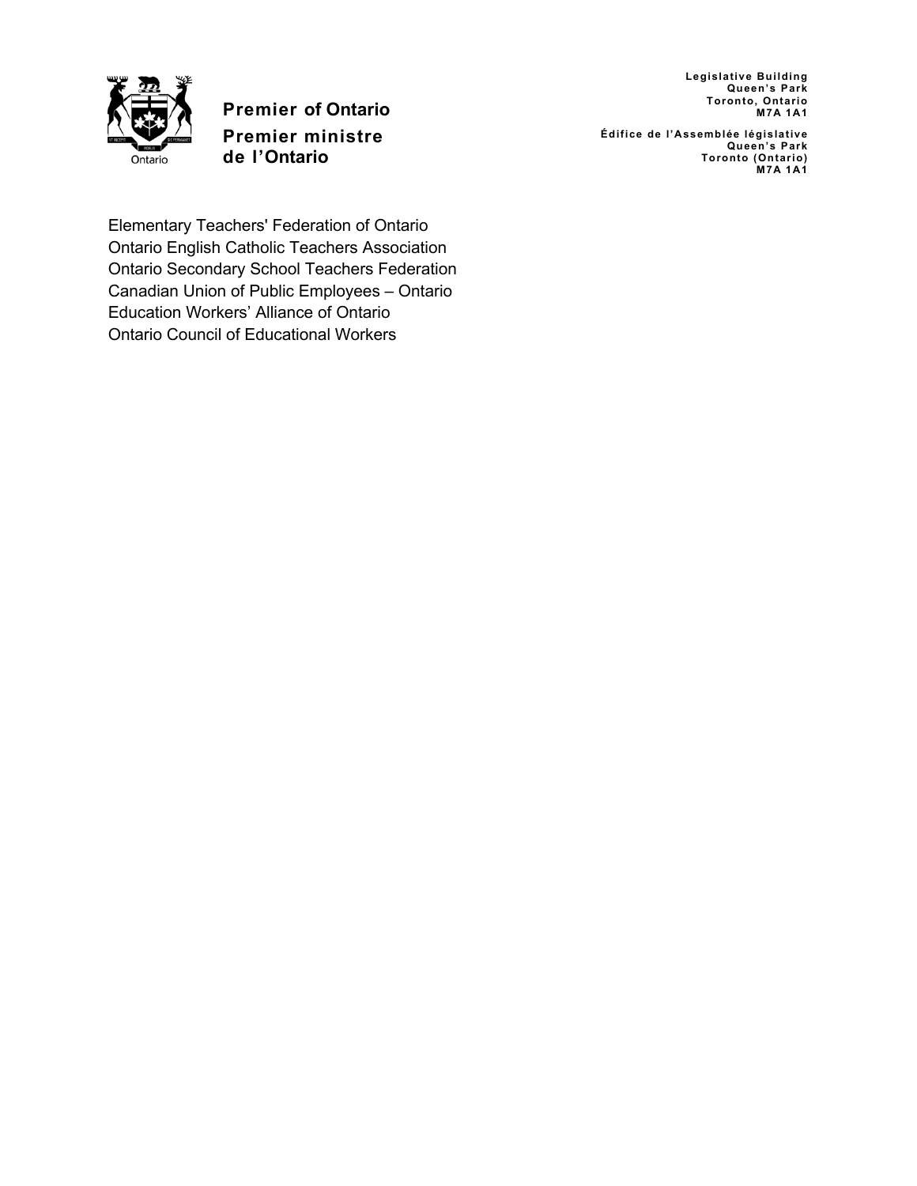**Premier of Ontario**
**Premier ministre de l'Ontario**

**Legislative Building**
**Queen's Park**
**Toronto, Ontario**
**M7A 1A1**

**Édifice de l'Assemblée législative**
**Queen's Park**
**Toronto (Ontario)**
**M7A 1A1**

Elementary Teachers' Federation of Ontario
Ontario English Catholic Teachers Association
Ontario Secondary School Teachers Federation
Canadian Union of Public Employees – Ontario
Education Workers' Alliance of Ontario
Ontario Council of Educational Workers